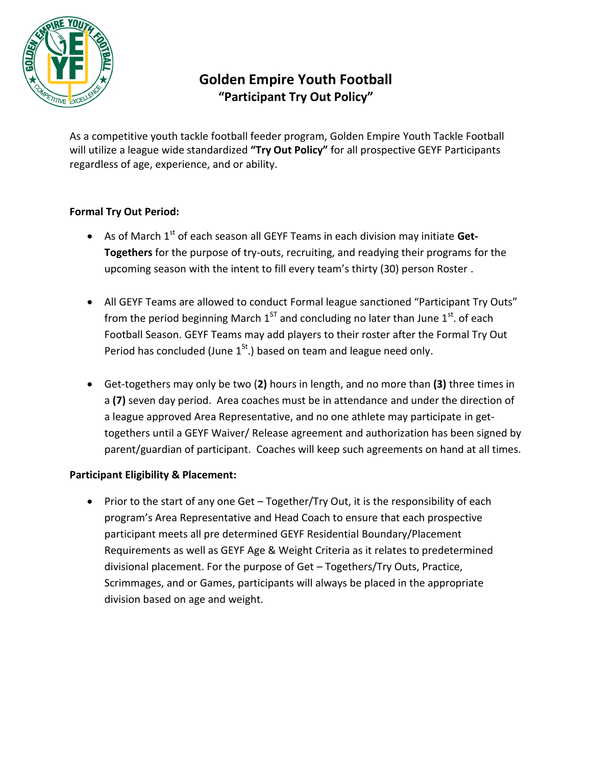# Golden Empire Youth Football

## "Participant Try Out Policy"

As a competitive youth tackle football feeder program, Golden Empire Youth Tackle Football will utilize a league wide standardized **"Try Out Policy"** for all prospective GEYF Participants regardless of age, experience, and or ability.

**Formal Try Out Period:**

- As of March 1st of each season all GEYF Teams in each division may initiate **Get-Togethers** for the purpose of try-outs, recruiting, and readying their programs for the upcoming season with the intent to fill every team's thirty (30) person Roster .
- All GEYF Teams are allowed to conduct Formal league sanctioned "Participant Try Outs" from the period beginning March 1ST and concluding no later than June 1st. of each Football Season. GEYF Teams may add players to their roster after the Formal Try Out Period has concluded (June 1St.) based on team and league need only.
- Get-togethers may only be two (**2)** hours in length, and no more than **(3)** three times in a **(7)** seven day period. Area coaches must be in attendance and under the direction of a league approved Area Representative, and no one athlete may participate in get-togethers until a GEYF Waiver/ Release agreement and authorization has been signed by parent/guardian of participant. Coaches will keep such agreements on hand at all times.

**Participant Eligibility & Placement:**

- Prior to the start of any one Get – Together/Try Out, it is the responsibility of each program's Area Representative and Head Coach to ensure that each prospective participant meets all pre determined GEYF Residential Boundary/Placement Requirements as well as GEYF Age & Weight Criteria as it relates to predetermined divisional placement. For the purpose of Get – Togethers/Try Outs, Practice, Scrimmages, and or Games, participants will always be placed in the appropriate division based on age and weight.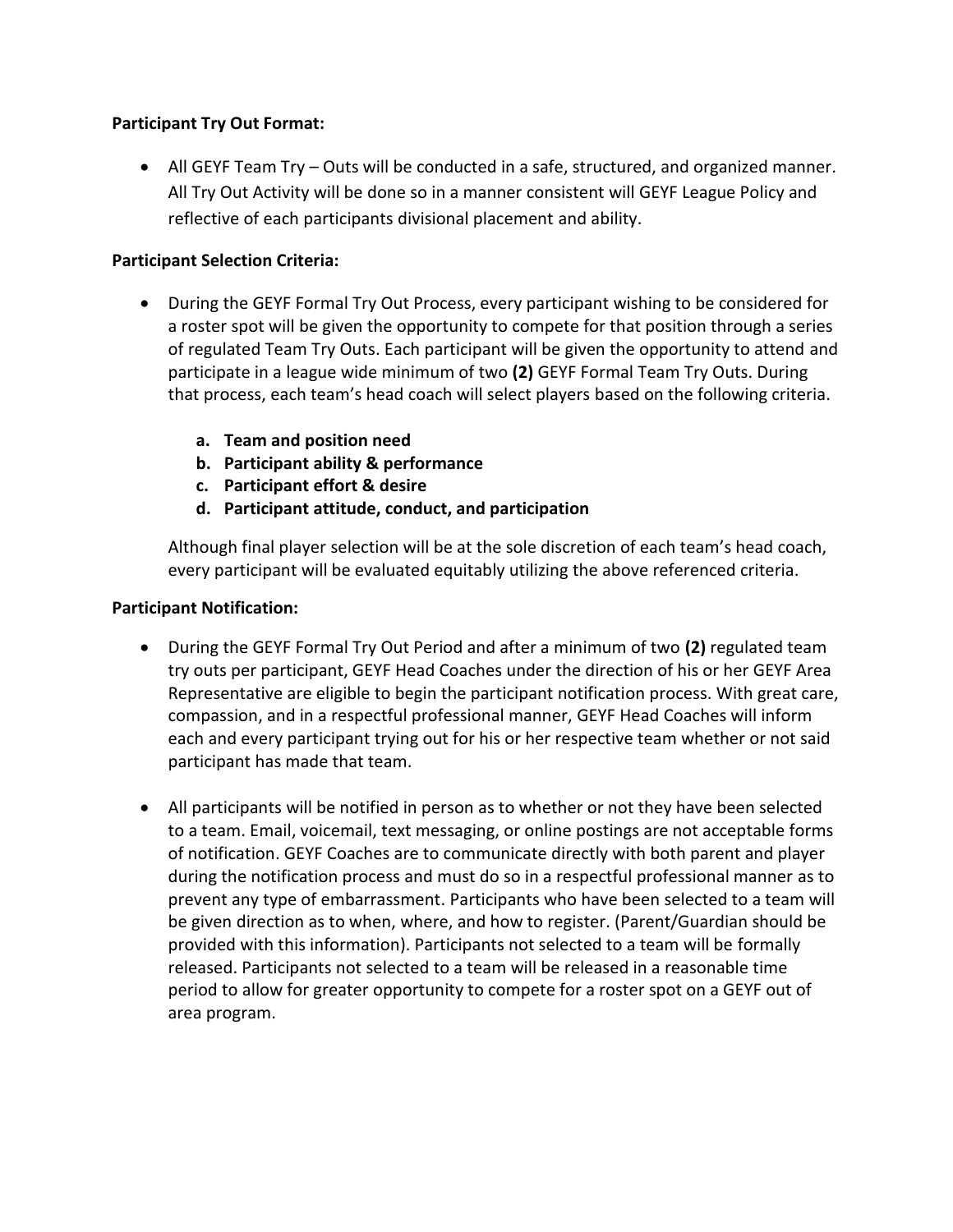**Participant Try Out Format:**

- All GEYF Team Try – Outs will be conducted in a safe, structured, and organized manner. All Try Out Activity will be done so in a manner consistent will GEYF League Policy and reflective of each participants divisional placement and ability.

**Participant Selection Criteria:**

- During the GEYF Formal Try Out Process, every participant wishing to be considered for a roster spot will be given the opportunity to compete for that position through a series of regulated Team Try Outs. Each participant will be given the opportunity to attend and participate in a league wide minimum of two **(2)** GEYF Formal Team Try Outs. During that process, each team's head coach will select players based on the following criteria.

  **a. Team and position need**
  **b. Participant ability & performance**
  **c. Participant effort & desire**
  **d. Participant attitude, conduct, and participation**

  Although final player selection will be at the sole discretion of each team's head coach, every participant will be evaluated equitably utilizing the above referenced criteria.

**Participant Notification:**

- During the GEYF Formal Try Out Period and after a minimum of two **(2)** regulated team try outs per participant, GEYF Head Coaches under the direction of his or her GEYF Area Representative are eligible to begin the participant notification process. With great care, compassion, and in a respectful professional manner, GEYF Head Coaches will inform each and every participant trying out for his or her respective team whether or not said participant has made that team.

- All participants will be notified in person as to whether or not they have been selected to a team. Email, voicemail, text messaging, or online postings are not acceptable forms of notification. GEYF Coaches are to communicate directly with both parent and player during the notification process and must do so in a respectful professional manner as to prevent any type of embarrassment. Participants who have been selected to a team will be given direction as to when, where, and how to register. (Parent/Guardian should be provided with this information). Participants not selected to a team will be formally released. Participants not selected to a team will be released in a reasonable time period to allow for greater opportunity to compete for a roster spot on a GEYF out of area program.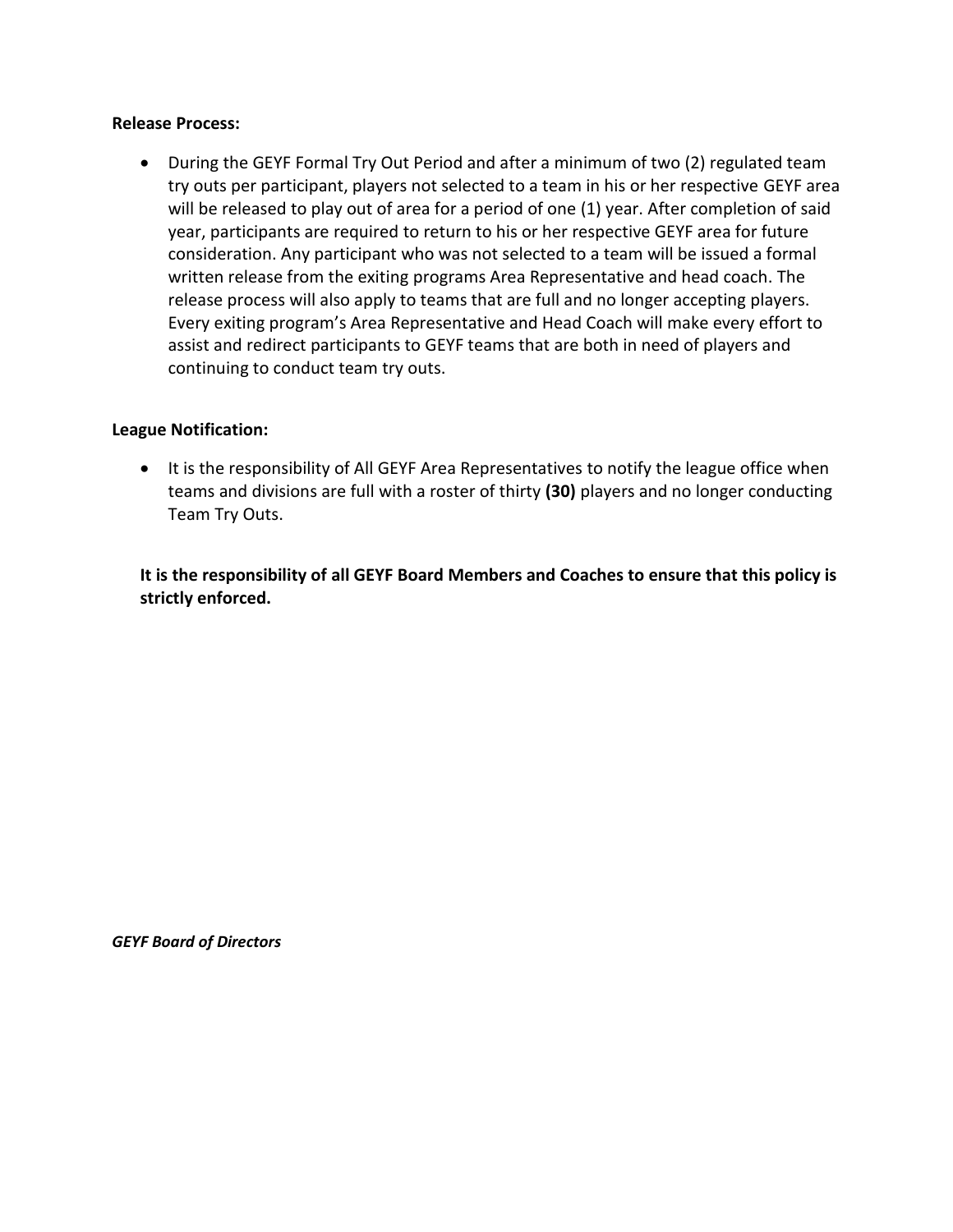**Release Process:**

- During the GEYF Formal Try Out Period and after a minimum of two (2) regulated team try outs per participant, players not selected to a team in his or her respective GEYF area will be released to play out of area for a period of one (1) year. After completion of said year, participants are required to return to his or her respective GEYF area for future consideration. Any participant who was not selected to a team will be issued a formal written release from the exiting programs Area Representative and head coach. The release process will also apply to teams that are full and no longer accepting players. Every exiting program's Area Representative and Head Coach will make every effort to assist and redirect participants to GEYF teams that are both in need of players and continuing to conduct team try outs.

**League Notification:**

- It is the responsibility of All GEYF Area Representatives to notify the league office when teams and divisions are full with a roster of thirty **(30)** players and no longer conducting Team Try Outs.

**It is the responsibility of all GEYF Board Members and Coaches to ensure that this policy is strictly enforced.**

***GEYF Board of Directors***